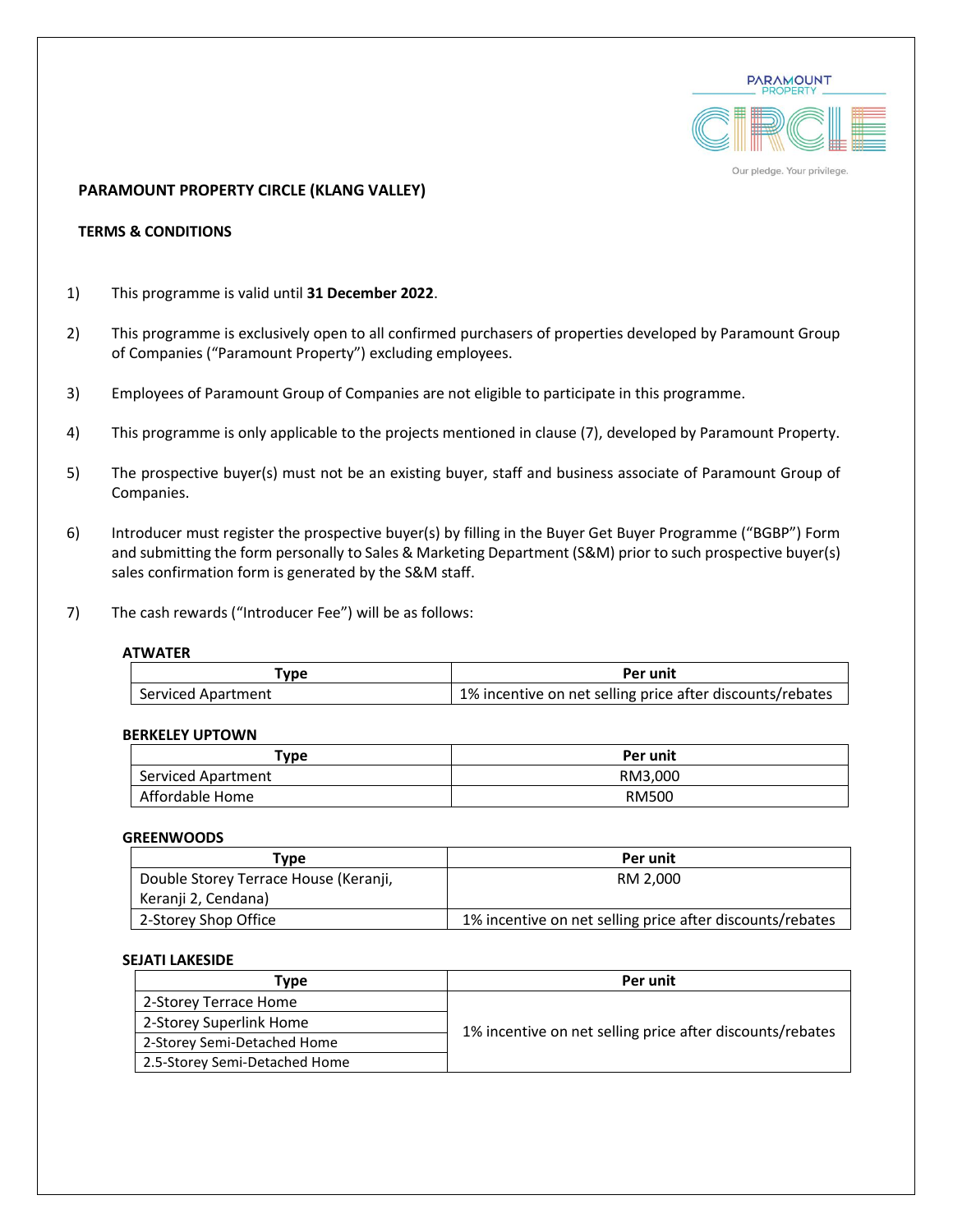# PARAMOUNT PROPERTY CIRCLE (KLANG VALLEY)

## TERMS & CONDITIONS

1) This programme is valid until **31 December 2022**.

2) This programme is exclusively open to all confirmed purchasers of properties developed by Paramount Group of Companies ("Paramount Property") excluding employees.

3) Employees of Paramount Group of Companies are not eligible to participate in this programme.

4) This programme is only applicable to the projects mentioned in clause (7), developed by Paramount Property.

5) The prospective buyer(s) must not be an existing buyer, staff and business associate of Paramount Group of Companies.

6) Introducer must register the prospective buyer(s) by filling in the Buyer Get Buyer Programme ("BGBP") Form and submitting the form personally to Sales & Marketing Department (S&M) prior to such prospective buyer(s) sales confirmation form is generated by the S&M staff.

7) The cash rewards ("Introducer Fee") will be as follows:

**ATWATER**

| Type | Per unit |
|---|---|
| Serviced Apartment | 1% incentive on net selling price after discounts/rebates |

**BERKELEY UPTOWN**

| Type | Per unit |
|---|---|
| Serviced Apartment | RM3,000 |
| Affordable Home | RM500 |

**GREENWOODS**

| Type | Per unit |
|---|---|
| Double Storey Terrace House (Keranji, Keranji 2, Cendana) | RM 2,000 |
| 2-Storey Shop Office | 1% incentive on net selling price after discounts/rebates |

**SEJATI LAKESIDE**

| Type | Per unit |
|---|---|
| 2-Storey Terrace Home | 1% incentive on net selling price after discounts/rebates |
| 2-Storey Superlink Home | |
| 2-Storey Semi-Detached Home | |
| 2.5-Storey Semi-Detached Home | |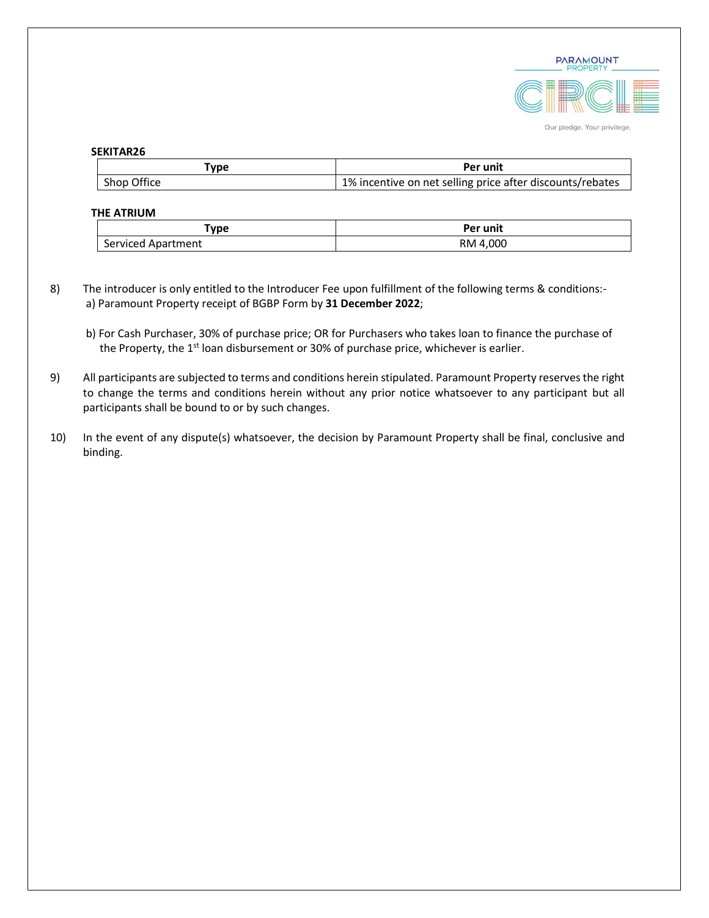**SEKITAR26**

| Type | Per unit |
| --- | --- |
| Shop Office | 1% incentive on net selling price after discounts/rebates |

**THE ATRIUM**

| Type | Per unit |
| --- | --- |
| Serviced Apartment | RM 4,000 |

8) The introducer is only entitled to the Introducer Fee upon fulfillment of the following terms & conditions:-

   a) Paramount Property receipt of BGBP Form by **31 December 2022**;

   b) For Cash Purchaser, 30% of purchase price; OR for Purchasers who takes loan to finance the purchase of the Property, the 1st loan disbursement or 30% of purchase price, whichever is earlier.

9) All participants are subjected to terms and conditions herein stipulated. Paramount Property reserves the right to change the terms and conditions herein without any prior notice whatsoever to any participant but all participants shall be bound to or by such changes.

10) In the event of any dispute(s) whatsoever, the decision by Paramount Property shall be final, conclusive and binding.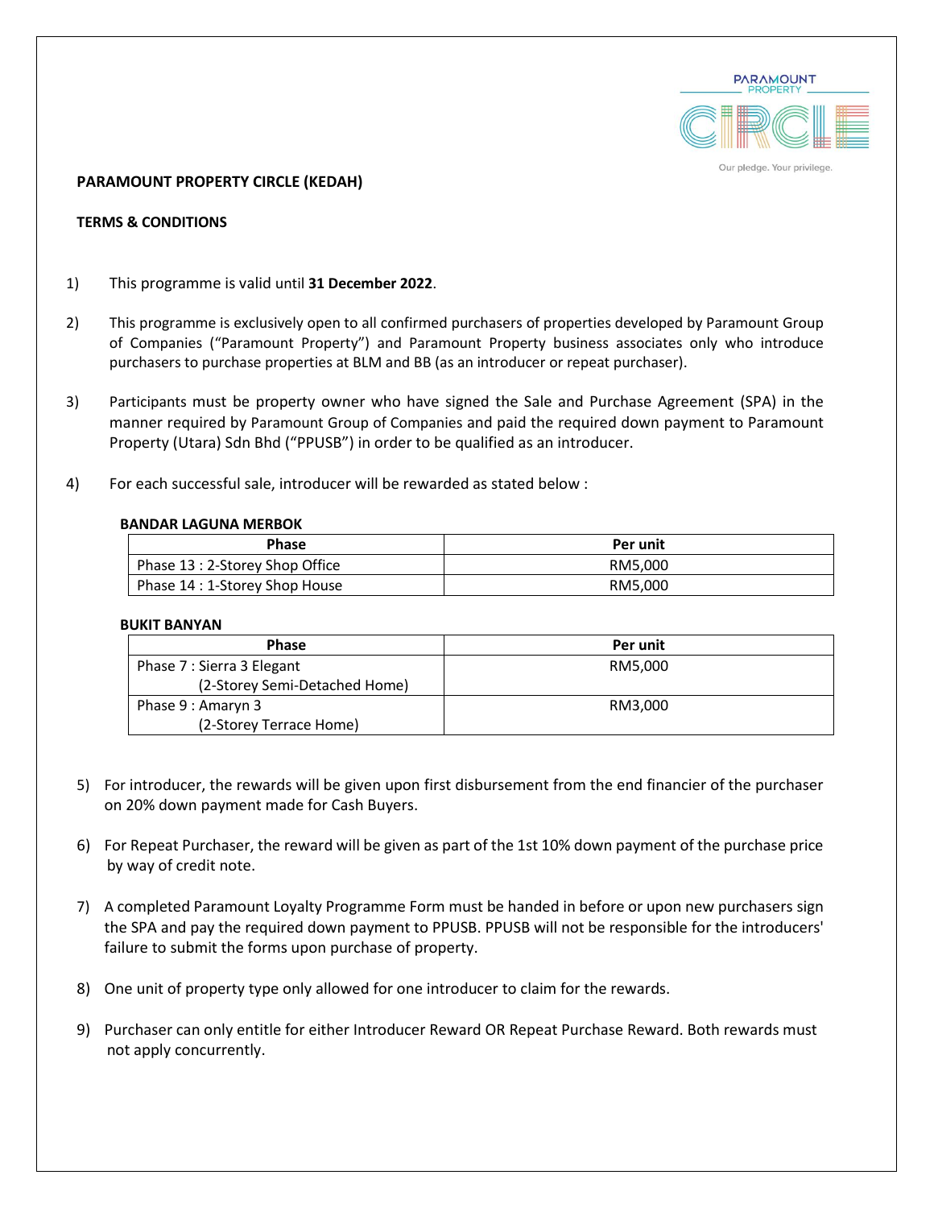**PARAMOUNT PROPERTY CIRCLE (KEDAH)**

**TERMS & CONDITIONS**

1) This programme is valid until **31 December 2022**.

2) This programme is exclusively open to all confirmed purchasers of properties developed by Paramount Group of Companies ("Paramount Property") and Paramount Property business associates only who introduce purchasers to purchase properties at BLM and BB (as an introducer or repeat purchaser).

3) Participants must be property owner who have signed the Sale and Purchase Agreement (SPA) in the manner required by Paramount Group of Companies and paid the required down payment to Paramount Property (Utara) Sdn Bhd ("PPUSB") in order to be qualified as an introducer.

4) For each successful sale, introducer will be rewarded as stated below :

**BANDAR LAGUNA MERBOK**

| Phase | Per unit |
|---|---|
| Phase 13 : 2-Storey Shop Office | RM5,000 |
| Phase 14 : 1-Storey Shop House | RM5,000 |

**BUKIT BANYAN**

| Phase | Per unit |
|---|---|
| Phase 7 : Sierra 3 Elegant (2-Storey Semi-Detached Home) | RM5,000 |
| Phase 9 : Amaryn 3 (2-Storey Terrace Home) | RM3,000 |

5) For introducer, the rewards will be given upon first disbursement from the end financier of the purchaser on 20% down payment made for Cash Buyers.

6) For Repeat Purchaser, the reward will be given as part of the 1st 10% down payment of the purchase price by way of credit note.

7) A completed Paramount Loyalty Programme Form must be handed in before or upon new purchasers sign the SPA and pay the required down payment to PPUSB. PPUSB will not be responsible for the introducers' failure to submit the forms upon purchase of property.

8) One unit of property type only allowed for one introducer to claim for the rewards.

9) Purchaser can only entitle for either Introducer Reward OR Repeat Purchase Reward. Both rewards must not apply concurrently.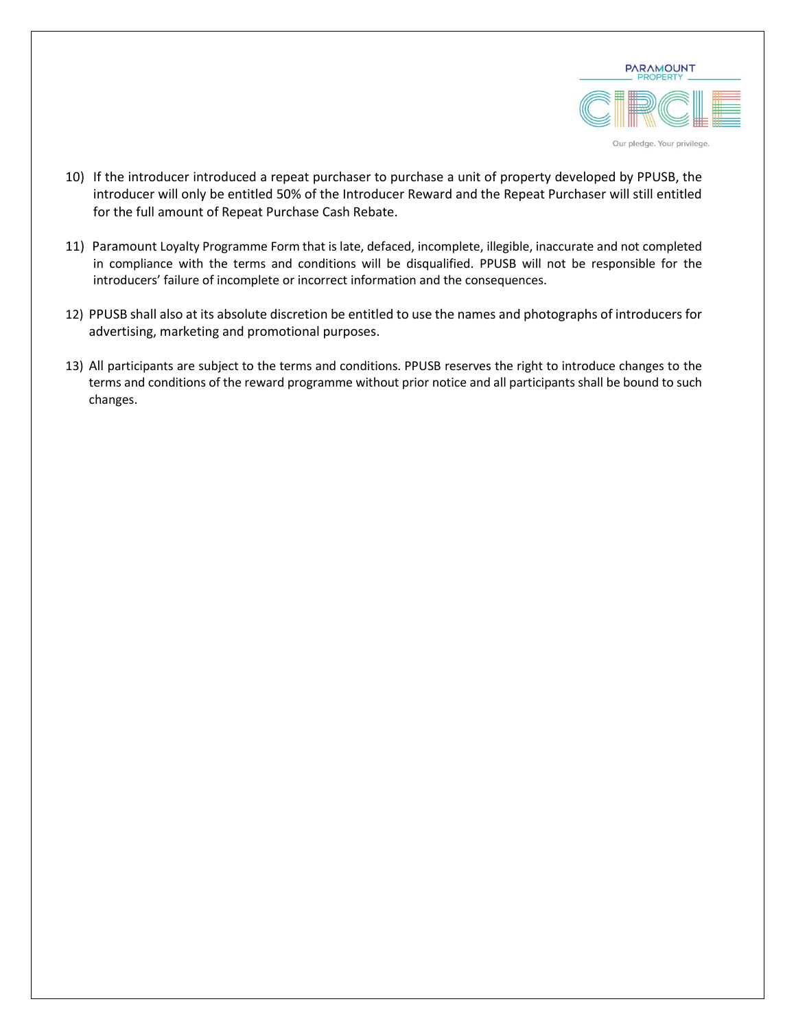10) If the introducer introduced a repeat purchaser to purchase a unit of property developed by PPUSB, the introducer will only be entitled 50% of the Introducer Reward and the Repeat Purchaser will still entitled for the full amount of Repeat Purchase Cash Rebate.

11) Paramount Loyalty Programme Form that is late, defaced, incomplete, illegible, inaccurate and not completed in compliance with the terms and conditions will be disqualified. PPUSB will not be responsible for the introducers' failure of incomplete or incorrect information and the consequences.

12) PPUSB shall also at its absolute discretion be entitled to use the names and photographs of introducers for advertising, marketing and promotional purposes.

13) All participants are subject to the terms and conditions. PPUSB reserves the right to introduce changes to the terms and conditions of the reward programme without prior notice and all participants shall be bound to such changes.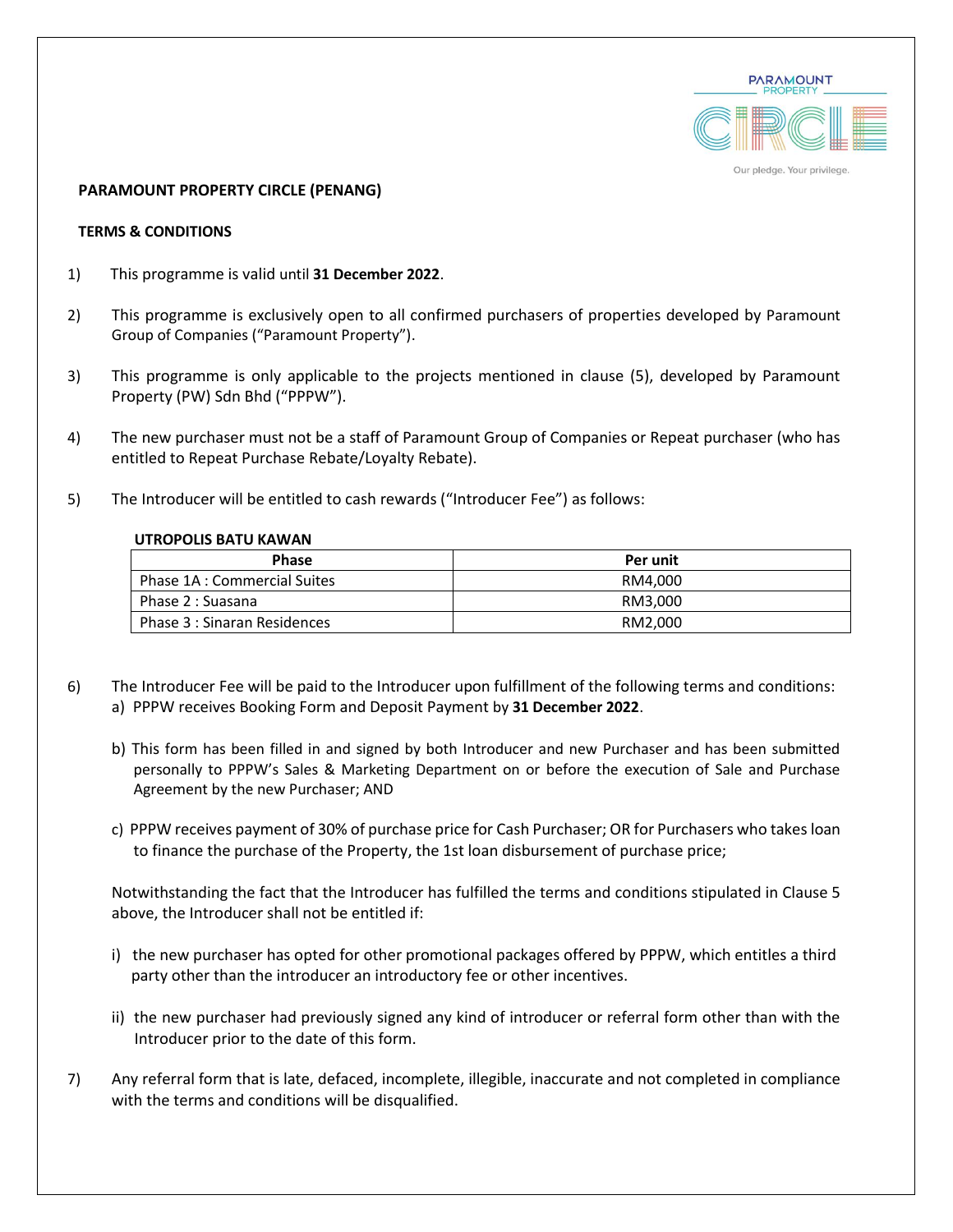# PARAMOUNT PROPERTY CIRCLE (PENANG)

## TERMS & CONDITIONS

1) This programme is valid until **31 December 2022**.

2) This programme is exclusively open to all confirmed purchasers of properties developed by Paramount Group of Companies ("Paramount Property").

3) This programme is only applicable to the projects mentioned in clause (5), developed by Paramount Property (PW) Sdn Bhd ("PPPW").

4) The new purchaser must not be a staff of Paramount Group of Companies or Repeat purchaser (who has entitled to Repeat Purchase Rebate/Loyalty Rebate).

5) The Introducer will be entitled to cash rewards ("Introducer Fee") as follows:

**UTROPOLIS BATU KAWAN**

| Phase | Per unit |
|---|---|
| Phase 1A : Commercial Suites | RM4,000 |
| Phase 2 : Suasana | RM3,000 |
| Phase 3 : Sinaran Residences | RM2,000 |

6) The Introducer Fee will be paid to the Introducer upon fulfillment of the following terms and conditions:

   a) PPPW receives Booking Form and Deposit Payment by **31 December 2022**.

   b) This form has been filled in and signed by both Introducer and new Purchaser and has been submitted personally to PPPW's Sales & Marketing Department on or before the execution of Sale and Purchase Agreement by the new Purchaser; AND

   c) PPPW receives payment of 30% of purchase price for Cash Purchaser; OR for Purchasers who takes loan to finance the purchase of the Property, the 1st loan disbursement of purchase price;

   Notwithstanding the fact that the Introducer has fulfilled the terms and conditions stipulated in Clause 5 above, the Introducer shall not be entitled if:

   i) the new purchaser has opted for other promotional packages offered by PPPW, which entitles a third party other than the introducer an introductory fee or other incentives.

   ii) the new purchaser had previously signed any kind of introducer or referral form other than with the Introducer prior to the date of this form.

7) Any referral form that is late, defaced, incomplete, illegible, inaccurate and not completed in compliance with the terms and conditions will be disqualified.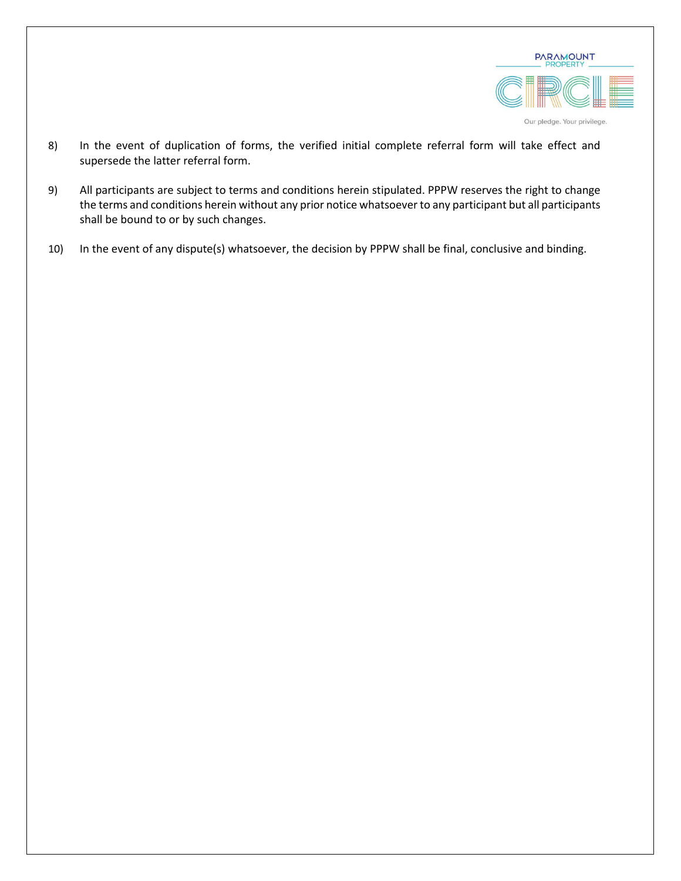8) In the event of duplication of forms, the verified initial complete referral form will take effect and supersede the latter referral form.

9) All participants are subject to terms and conditions herein stipulated. PPPW reserves the right to change the terms and conditions herein without any prior notice whatsoever to any participant but all participants shall be bound to or by such changes.

10) In the event of any dispute(s) whatsoever, the decision by PPPW shall be final, conclusive and binding.